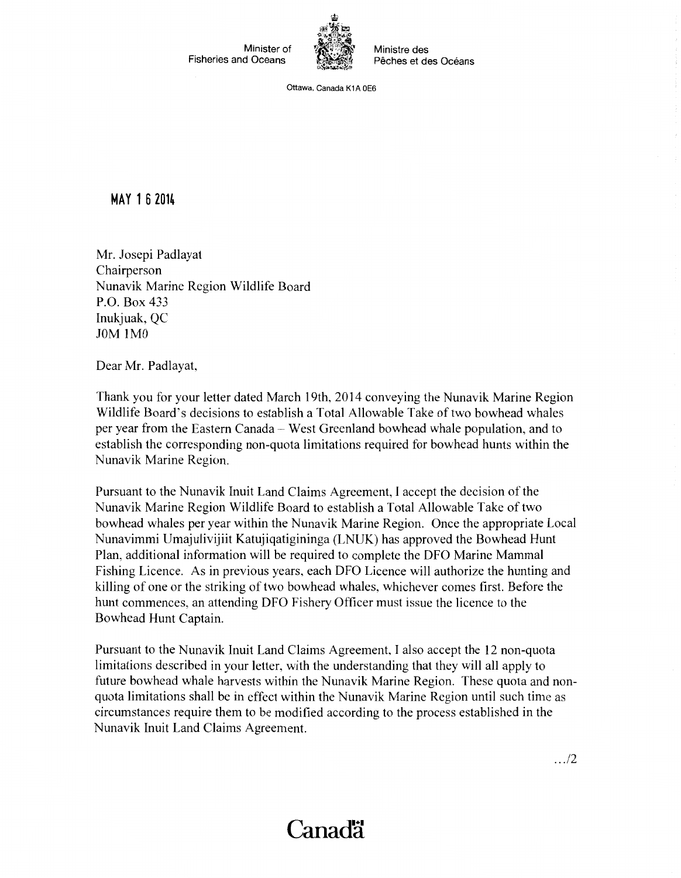Minister of Fisheries and Oceans

Ministre des Pêches et des Océans

Ottawa, Canada K1A 0E6

**MAY 16 2014**

Mr. Josepi Padlayat
Chairperson
Nunavik Marine Region Wildlife Board
P.O. Box 433
Inukjuak, QC
J0M 1M0

Dear Mr. Padlayat,

Thank you for your letter dated March 19th, 2014 conveying the Nunavik Marine Region Wildlife Board's decisions to establish a Total Allowable Take of two bowhead whales per year from the Eastern Canada – West Greenland bowhead whale population, and to establish the corresponding non-quota limitations required for bowhead hunts within the Nunavik Marine Region.

Pursuant to the Nunavik Inuit Land Claims Agreement, I accept the decision of the Nunavik Marine Region Wildlife Board to establish a Total Allowable Take of two bowhead whales per year within the Nunavik Marine Region. Once the appropriate Local Nunavimmi Umajulivijiit Katujiqatigininga (LNUK) has approved the Bowhead Hunt Plan, additional information will be required to complete the DFO Marine Mammal Fishing Licence. As in previous years, each DFO Licence will authorize the hunting and killing of one or the striking of two bowhead whales, whichever comes first. Before the hunt commences, an attending DFO Fishery Officer must issue the licence to the Bowhead Hunt Captain.

Pursuant to the Nunavik Inuit Land Claims Agreement, I also accept the 12 non-quota limitations described in your letter, with the understanding that they will all apply to future bowhead whale harvests within the Nunavik Marine Region. These quota and non-quota limitations shall be in effect within the Nunavik Marine Region until such time as circumstances require them to be modified according to the process established in the Nunavik Inuit Land Claims Agreement.

.../2

Canada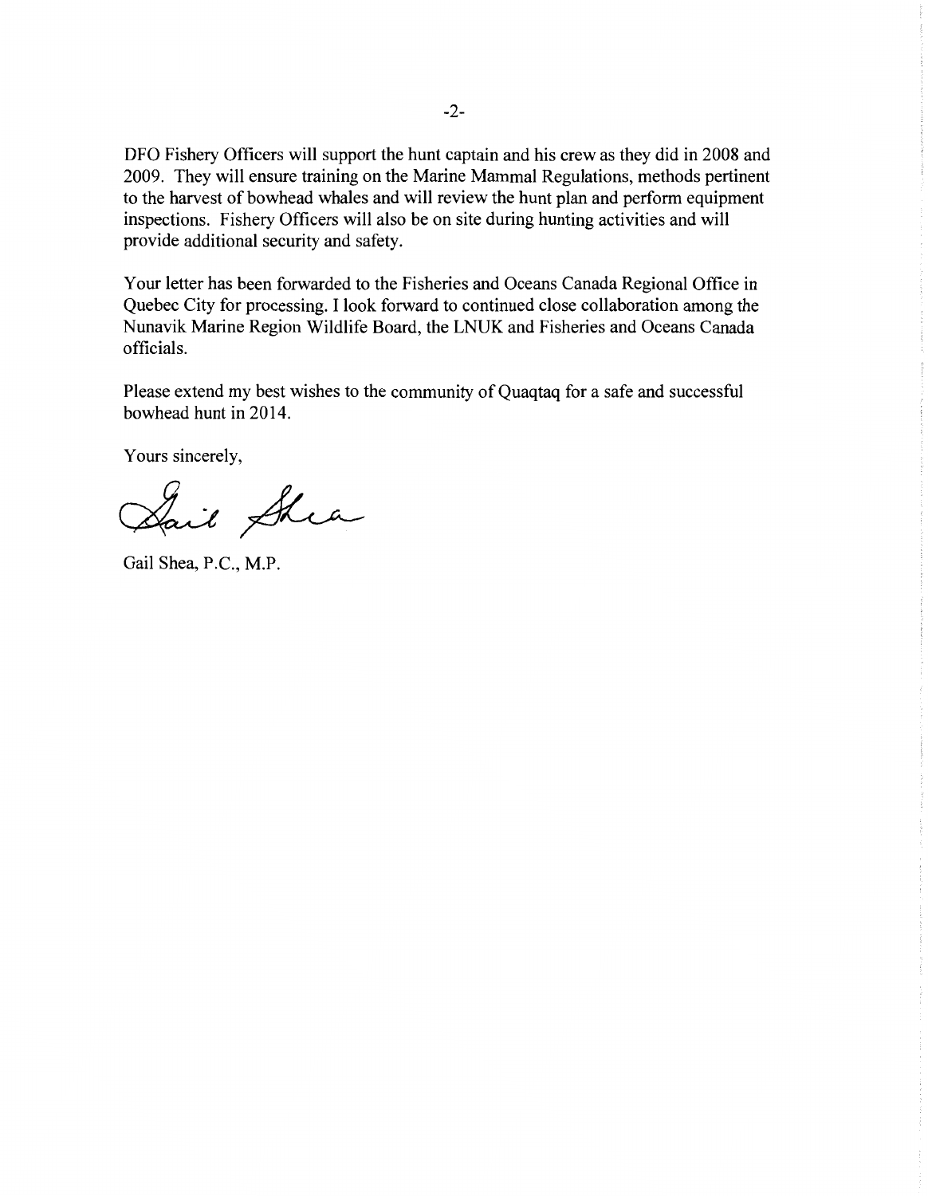DFO Fishery Officers will support the hunt captain and his crew as they did in 2008 and 2009. They will ensure training on the Marine Mammal Regulations, methods pertinent to the harvest of bowhead whales and will review the hunt plan and perform equipment inspections. Fishery Officers will also be on site during hunting activities and will provide additional security and safety.

Your letter has been forwarded to the Fisheries and Oceans Canada Regional Office in Quebec City for processing. I look forward to continued close collaboration among the Nunavik Marine Region Wildlife Board, the LNUK and Fisheries and Oceans Canada officials.

Please extend my best wishes to the community of Quaqtaq for a safe and successful bowhead hunt in 2014.

Yours sincerely,

Gail Shea

Gail Shea, P.C., M.P.